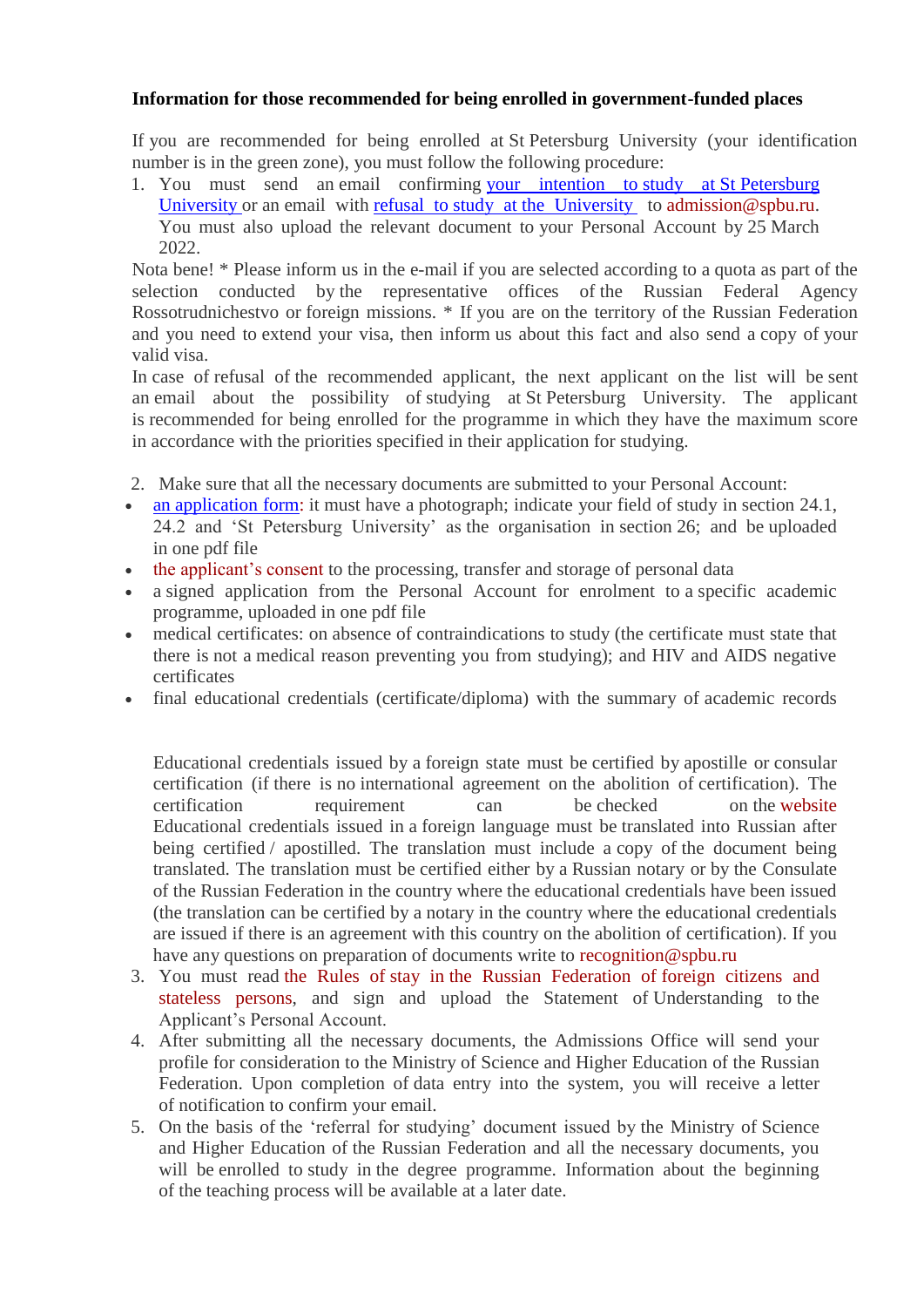**Information for those recommended for being enrolled in government-funded places**

If you are recommended for being enrolled at St Petersburg University (your identification number is in the green zone), you must follow the following procedure:

1. You must send an email confirming your intention to study at St Petersburg University or an email with refusal to study at the University to admission@spbu.ru. You must also upload the relevant document to your Personal Account by 25 March 2022.

Nota bene! * Please inform us in the e-mail if you are selected according to a quota as part of the selection conducted by the representative offices of the Russian Federal Agency Rossotrudnichestvo or foreign missions. * If you are on the territory of the Russian Federation and you need to extend your visa, then inform us about this fact and also send a copy of your valid visa.

In case of refusal of the recommended applicant, the next applicant on the list will be sent an email about the possibility of studying at St Petersburg University. The applicant is recommended for being enrolled for the programme in which they have the maximum score in accordance with the priorities specified in their application for studying.

2. Make sure that all the necessary documents are submitted to your Personal Account:

- an application form: it must have a photograph; indicate your field of study in section 24.1, 24.2 and 'St Petersburg University' as the organisation in section 26; and be uploaded in one pdf file
- the applicant's consent to the processing, transfer and storage of personal data
- a signed application from the Personal Account for enrolment to a specific academic programme, uploaded in one pdf file
- medical certificates: on absence of contraindications to study (the certificate must state that there is not a medical reason preventing you from studying); and HIV and AIDS negative certificates
- final educational credentials (certificate/diploma) with the summary of academic records

  Educational credentials issued by a foreign state must be certified by apostille or consular certification (if there is no international agreement on the abolition of certification). The certification requirement can be checked on the website Educational credentials issued in a foreign language must be translated into Russian after being certified / apostilled. The translation must include a copy of the document being translated. The translation must be certified either by a Russian notary or by the Consulate of the Russian Federation in the country where the educational credentials have been issued (the translation can be certified by a notary in the country where the educational credentials are issued if there is an agreement with this country on the abolition of certification). If you have any questions on preparation of documents write to recognition@spbu.ru

3. You must read the Rules of stay in the Russian Federation of foreign citizens and stateless persons, and sign and upload the Statement of Understanding to the Applicant's Personal Account.
4. After submitting all the necessary documents, the Admissions Office will send your profile for consideration to the Ministry of Science and Higher Education of the Russian Federation. Upon completion of data entry into the system, you will receive a letter of notification to confirm your email.
5. On the basis of the 'referral for studying' document issued by the Ministry of Science and Higher Education of the Russian Federation and all the necessary documents, you will be enrolled to study in the degree programme. Information about the beginning of the teaching process will be available at a later date.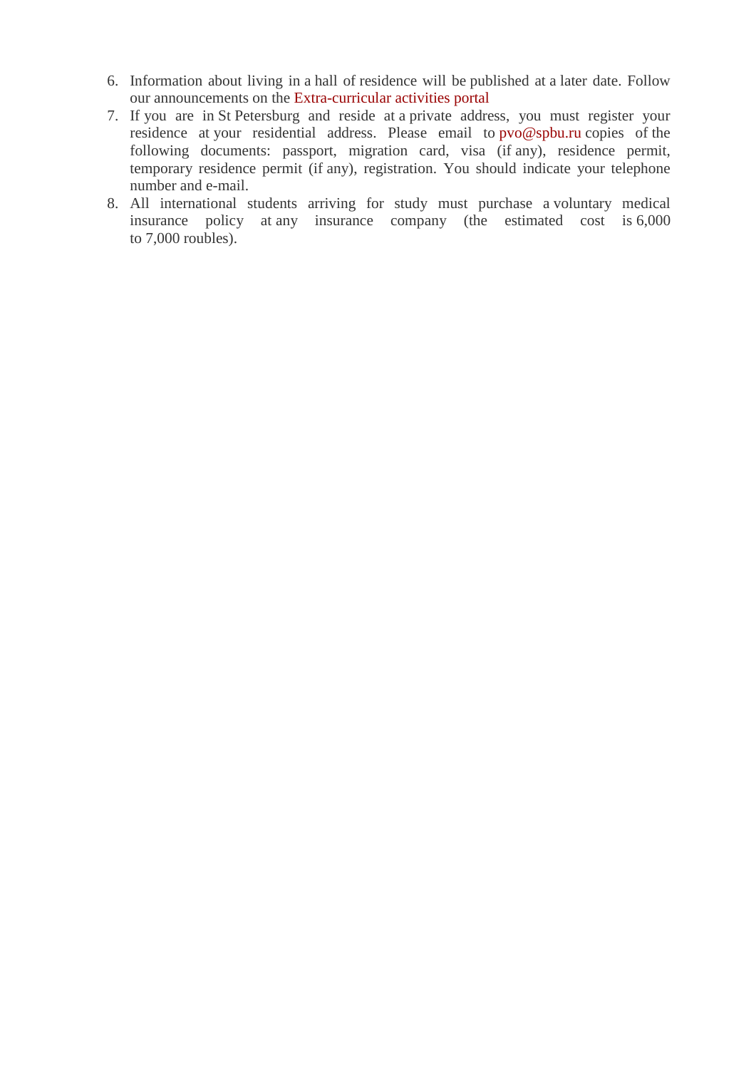6. Information about living in a hall of residence will be published at a later date. Follow our announcements on the Extra-curricular activities portal
7. If you are in St Petersburg and reside at a private address, you must register your residence at your residential address. Please email to pvo@spbu.ru copies of the following documents: passport, migration card, visa (if any), residence permit, temporary residence permit (if any), registration. You should indicate your telephone number and e-mail.
8. All international students arriving for study must purchase a voluntary medical insurance policy at any insurance company (the estimated cost is 6,000 to 7,000 roubles).